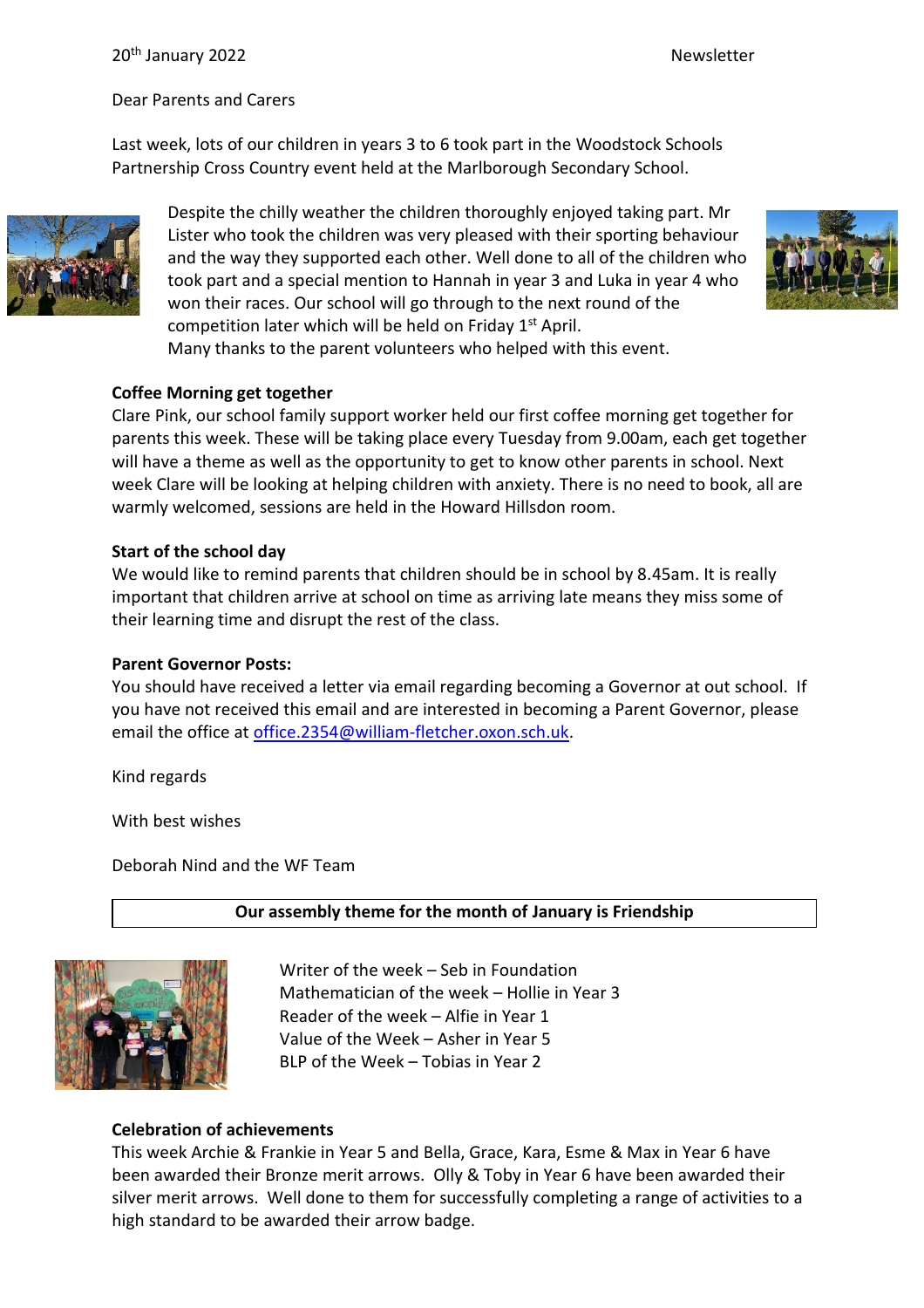20th January 2022 Newsletter

Dear Parents and Carers

Last week, lots of our children in years 3 to 6 took part in the Woodstock Schools Partnership Cross Country event held at the Marlborough Secondary School.

Despite the chilly weather the children thoroughly enjoyed taking part. Mr Lister who took the children was very pleased with their sporting behaviour and the way they supported each other. Well done to all of the children who took part and a special mention to Hannah in year 3 and Luka in year 4 who won their races. Our school will go through to the next round of the competition later which will be held on Friday 1st April.
Many thanks to the parent volunteers who helped with this event.

**Coffee Morning get together**
Clare Pink, our school family support worker held our first coffee morning get together for parents this week. These will be taking place every Tuesday from 9.00am, each get together will have a theme as well as the opportunity to get to know other parents in school. Next week Clare will be looking at helping children with anxiety. There is no need to book, all are warmly welcomed, sessions are held in the Howard Hillsdon room.

**Start of the school day**
We would like to remind parents that children should be in school by 8.45am. It is really important that children arrive at school on time as arriving late means they miss some of their learning time and disrupt the rest of the class.

**Parent Governor Posts:**
You should have received a letter via email regarding becoming a Governor at out school. If you have not received this email and are interested in becoming a Parent Governor, please email the office at office.2354@william-fletcher.oxon.sch.uk.

Kind regards

With best wishes

Deborah Nind and the WF Team

**Our assembly theme for the month of January is Friendship**

Writer of the week – Seb in Foundation
Mathematician of the week – Hollie in Year 3
Reader of the week – Alfie in Year 1
Value of the Week – Asher in Year 5
BLP of the Week – Tobias in Year 2

**Celebration of achievements**
This week Archie & Frankie in Year 5 and Bella, Grace, Kara, Esme & Max in Year 6 have been awarded their Bronze merit arrows. Olly & Toby in Year 6 have been awarded their silver merit arrows. Well done to them for successfully completing a range of activities to a high standard to be awarded their arrow badge.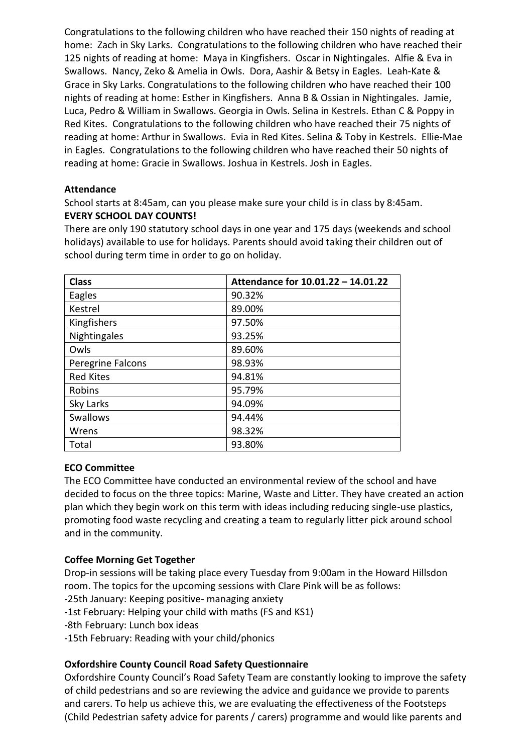Congratulations to the following children who have reached their 150 nights of reading at home: Zach in Sky Larks. Congratulations to the following children who have reached their 125 nights of reading at home: Maya in Kingfishers. Oscar in Nightingales. Alfie & Eva in Swallows. Nancy, Zeko & Amelia in Owls. Dora, Aashir & Betsy in Eagles. Leah-Kate & Grace in Sky Larks. Congratulations to the following children who have reached their 100 nights of reading at home: Esther in Kingfishers. Anna B & Ossian in Nightingales. Jamie, Luca, Pedro & William in Swallows. Georgia in Owls. Selina in Kestrels. Ethan C & Poppy in Red Kites. Congratulations to the following children who have reached their 75 nights of reading at home: Arthur in Swallows. Evia in Red Kites. Selina & Toby in Kestrels. Ellie-Mae in Eagles. Congratulations to the following children who have reached their 50 nights of reading at home: Gracie in Swallows. Joshua in Kestrels. Josh in Eagles.

**Attendance**

School starts at 8:45am, can you please make sure your child is in class by 8:45am.
**EVERY SCHOOL DAY COUNTS!**

There are only 190 statutory school days in one year and 175 days (weekends and school holidays) available to use for holidays. Parents should avoid taking their children out of school during term time in order to go on holiday.

| Class | Attendance for 10.01.22 – 14.01.22 |
|---|---|
| Eagles | 90.32% |
| Kestrel | 89.00% |
| Kingfishers | 97.50% |
| Nightingales | 93.25% |
| Owls | 89.60% |
| Peregrine Falcons | 98.93% |
| Red Kites | 94.81% |
| Robins | 95.79% |
| Sky Larks | 94.09% |
| Swallows | 94.44% |
| Wrens | 98.32% |
| Total | 93.80% |

**ECO Committee**

The ECO Committee have conducted an environmental review of the school and have decided to focus on the three topics: Marine, Waste and Litter. They have created an action plan which they begin work on this term with ideas including reducing single-use plastics, promoting food waste recycling and creating a team to regularly litter pick around school and in the community.

**Coffee Morning Get Together**

Drop-in sessions will be taking place every Tuesday from 9:00am in the Howard Hillsdon room. The topics for the upcoming sessions with Clare Pink will be as follows:

-25th January: Keeping positive- managing anxiety
-1st February: Helping your child with maths (FS and KS1)
-8th February: Lunch box ideas
-15th February: Reading with your child/phonics

**Oxfordshire County Council Road Safety Questionnaire**

Oxfordshire County Council's Road Safety Team are constantly looking to improve the safety of child pedestrians and so are reviewing the advice and guidance we provide to parents and carers. To help us achieve this, we are evaluating the effectiveness of the Footsteps (Child Pedestrian safety advice for parents / carers) programme and would like parents and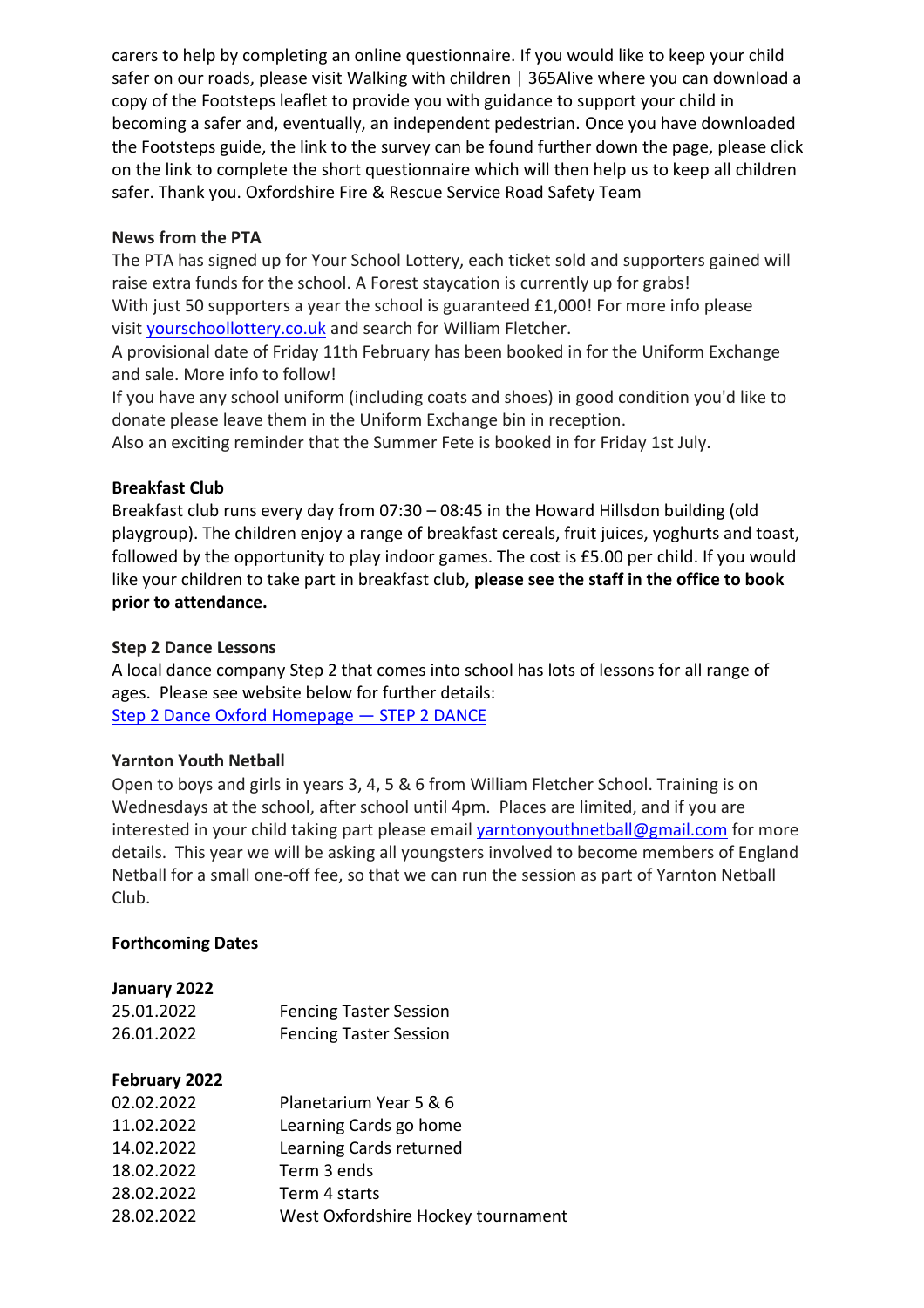carers to help by completing an online questionnaire. If you would like to keep your child safer on our roads, please visit Walking with children | 365Alive where you can download a copy of the Footsteps leaflet to provide you with guidance to support your child in becoming a safer and, eventually, an independent pedestrian. Once you have downloaded the Footsteps guide, the link to the survey can be found further down the page, please click on the link to complete the short questionnaire which will then help us to keep all children safer. Thank you. Oxfordshire Fire & Rescue Service Road Safety Team

**News from the PTA**

The PTA has signed up for Your School Lottery, each ticket sold and supporters gained will raise extra funds for the school. A Forest staycation is currently up for grabs!
With just 50 supporters a year the school is guaranteed £1,000! For more info please visit [yourschoollottery.co.uk](yourschoollottery.co.uk) and search for William Fletcher.
A provisional date of Friday 11th February has been booked in for the Uniform Exchange and sale. More info to follow!
If you have any school uniform (including coats and shoes) in good condition you'd like to donate please leave them in the Uniform Exchange bin in reception.
Also an exciting reminder that the Summer Fete is booked in for Friday 1st July.

**Breakfast Club**

Breakfast club runs every day from 07:30 – 08:45 in the Howard Hillsdon building (old playgroup). The children enjoy a range of breakfast cereals, fruit juices, yoghurts and toast, followed by the opportunity to play indoor games. The cost is £5.00 per child. If you would like your children to take part in breakfast club, **please see the staff in the office to book prior to attendance.**

**Step 2 Dance Lessons**

A local dance company Step 2 that comes into school has lots of lessons for all range of ages. Please see website below for further details:
Step 2 Dance Oxford Homepage — STEP 2 DANCE

**Yarnton Youth Netball**

Open to boys and girls in years 3, 4, 5 & 6 from William Fletcher School. Training is on Wednesdays at the school, after school until 4pm. Places are limited, and if you are interested in your child taking part please email yarntonyouthnetball@gmail.com for more details. This year we will be asking all youngsters involved to become members of England Netball for a small one-off fee, so that we can run the session as part of Yarnton Netball Club.

**Forthcoming Dates**

**January 2022**

| | |
|---|---|
| 25.01.2022 | Fencing Taster Session |
| 26.01.2022 | Fencing Taster Session |

**February 2022**

| | |
|---|---|
| 02.02.2022 | Planetarium Year 5 & 6 |
| 11.02.2022 | Learning Cards go home |
| 14.02.2022 | Learning Cards returned |
| 18.02.2022 | Term 3 ends |
| 28.02.2022 | Term 4 starts |
| 28.02.2022 | West Oxfordshire Hockey tournament |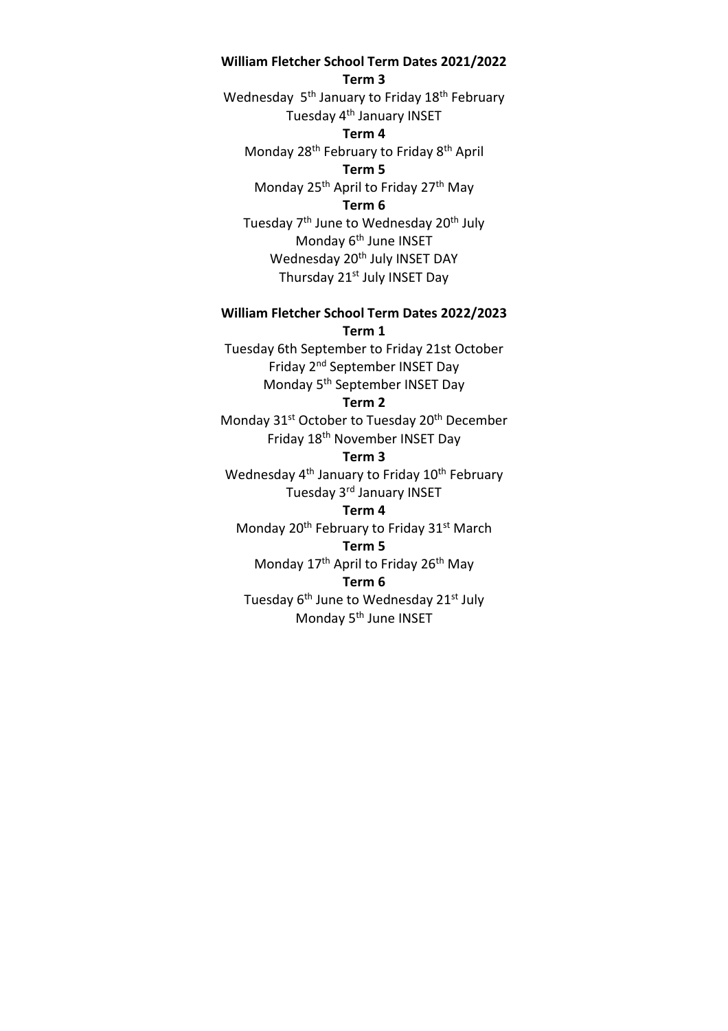**William Fletcher School Term Dates 2021/2022**

**Term 3**

Wednesday 5th January to Friday 18th February

Tuesday 4th January INSET

**Term 4**

Monday 28th February to Friday 8th April

**Term 5**

Monday 25th April to Friday 27th May

**Term 6**

Tuesday 7th June to Wednesday 20th July

Monday 6th June INSET

Wednesday 20th July INSET DAY

Thursday 21st July INSET Day

**William Fletcher School Term Dates 2022/2023**

**Term 1**

Tuesday 6th September to Friday 21st October

Friday 2nd September INSET Day

Monday 5th September INSET Day

**Term 2**

Monday 31st October to Tuesday 20th December

Friday 18th November INSET Day

**Term 3**

Wednesday 4th January to Friday 10th February

Tuesday 3rd January INSET

**Term 4**

Monday 20th February to Friday 31st March

**Term 5**

Monday 17th April to Friday 26th May

**Term 6**

Tuesday 6th June to Wednesday 21st July

Monday 5th June INSET